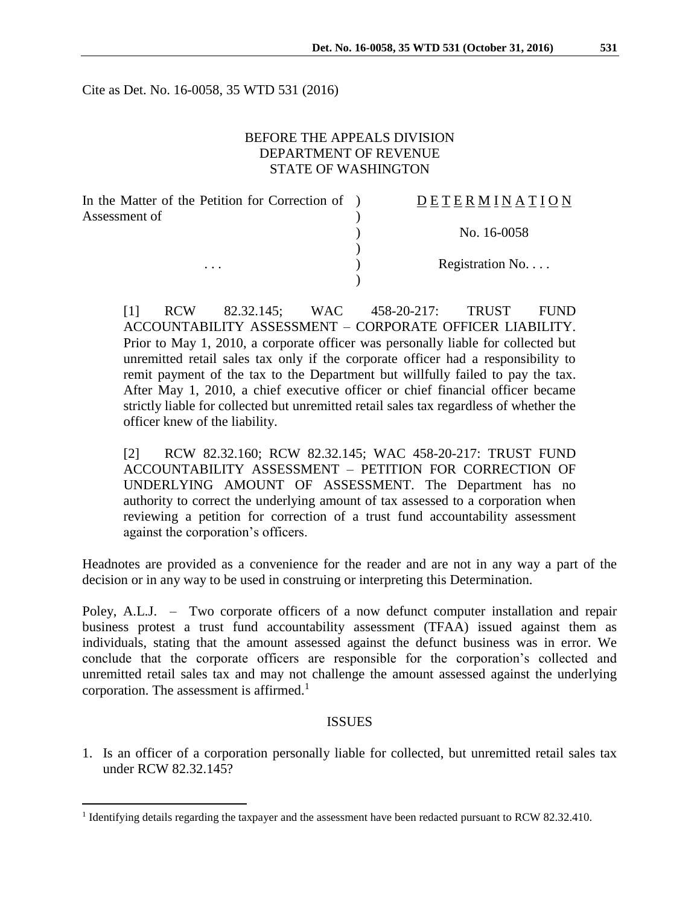Cite as Det. No. 16-0058, 35 WTD 531 (2016)

BEFORE THE APPEALS DIVISION
DEPARTMENT OF REVENUE
STATE OF WASHINGTON

| In the Matter of the Petition for Correction of Assessment of | ) | D E T E R M I N A T I O N |
|---|---|---|
| | ) | No. 16-0058 |
| . . . | ) | Registration No. . . . |

[1] RCW 82.32.145; WAC 458-20-217: TRUST FUND ACCOUNTABILITY ASSESSMENT – CORPORATE OFFICER LIABILITY. Prior to May 1, 2010, a corporate officer was personally liable for collected but unremitted retail sales tax only if the corporate officer had a responsibility to remit payment of the tax to the Department but willfully failed to pay the tax. After May 1, 2010, a chief executive officer or chief financial officer became strictly liable for collected but unremitted retail sales tax regardless of whether the officer knew of the liability.

[2] RCW 82.32.160; RCW 82.32.145; WAC 458-20-217: TRUST FUND ACCOUNTABILITY ASSESSMENT – PETITION FOR CORRECTION OF UNDERLYING AMOUNT OF ASSESSMENT. The Department has no authority to correct the underlying amount of tax assessed to a corporation when reviewing a petition for correction of a trust fund accountability assessment against the corporation's officers.

Headnotes are provided as a convenience for the reader and are not in any way a part of the decision or in any way to be used in construing or interpreting this Determination.

Poley, A.L.J. – Two corporate officers of a now defunct computer installation and repair business protest a trust fund accountability assessment (TFAA) issued against them as individuals, stating that the amount assessed against the defunct business was in error. We conclude that the corporate officers are responsible for the corporation's collected and unremitted retail sales tax and may not challenge the amount assessed against the underlying corporation. The assessment is affirmed.[1]

## ISSUES

1. Is an officer of a corporation personally liable for collected, but unremitted retail sales tax under RCW 82.32.145?

[1] Identifying details regarding the taxpayer and the assessment have been redacted pursuant to RCW 82.32.410.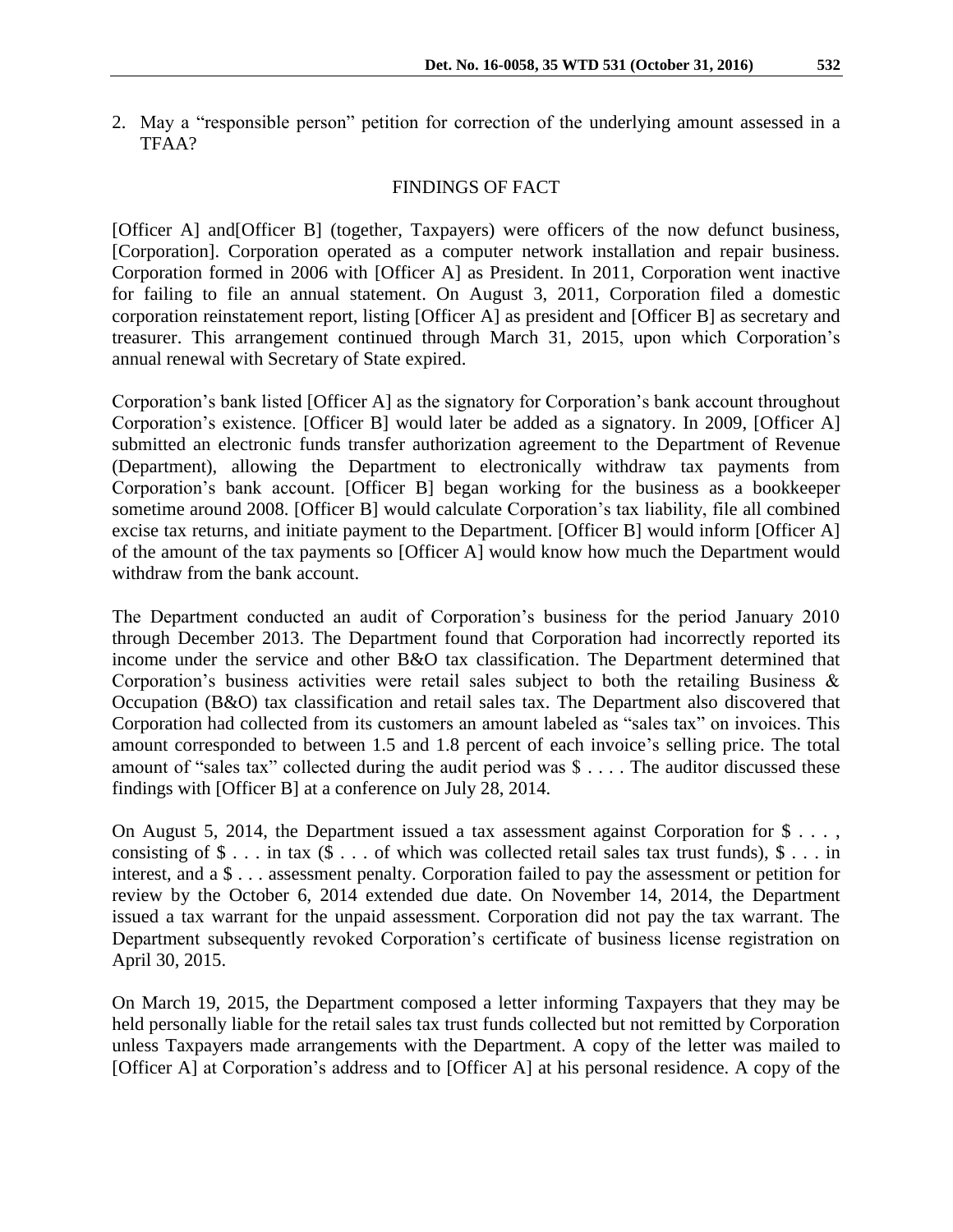2. May a "responsible person" petition for correction of the underlying amount assessed in a TFAA?

## FINDINGS OF FACT

[Officer A] and[Officer B] (together, Taxpayers) were officers of the now defunct business, [Corporation]. Corporation operated as a computer network installation and repair business. Corporation formed in 2006 with [Officer A] as President. In 2011, Corporation went inactive for failing to file an annual statement. On August 3, 2011, Corporation filed a domestic corporation reinstatement report, listing [Officer A] as president and [Officer B] as secretary and treasurer. This arrangement continued through March 31, 2015, upon which Corporation's annual renewal with Secretary of State expired.

Corporation's bank listed [Officer A] as the signatory for Corporation's bank account throughout Corporation's existence. [Officer B] would later be added as a signatory. In 2009, [Officer A] submitted an electronic funds transfer authorization agreement to the Department of Revenue (Department), allowing the Department to electronically withdraw tax payments from Corporation's bank account. [Officer B] began working for the business as a bookkeeper sometime around 2008. [Officer B] would calculate Corporation's tax liability, file all combined excise tax returns, and initiate payment to the Department. [Officer B] would inform [Officer A] of the amount of the tax payments so [Officer A] would know how much the Department would withdraw from the bank account.

The Department conducted an audit of Corporation's business for the period January 2010 through December 2013. The Department found that Corporation had incorrectly reported its income under the service and other B&O tax classification. The Department determined that Corporation's business activities were retail sales subject to both the retailing Business & Occupation (B&O) tax classification and retail sales tax. The Department also discovered that Corporation had collected from its customers an amount labeled as "sales tax" on invoices. This amount corresponded to between 1.5 and 1.8 percent of each invoice's selling price. The total amount of "sales tax" collected during the audit period was $ . . . . The auditor discussed these findings with [Officer B] at a conference on July 28, 2014.

On August 5, 2014, the Department issued a tax assessment against Corporation for $ . . . , consisting of $ . . . in tax ($ . . . of which was collected retail sales tax trust funds), $ . . . in interest, and a $ . . . assessment penalty. Corporation failed to pay the assessment or petition for review by the October 6, 2014 extended due date. On November 14, 2014, the Department issued a tax warrant for the unpaid assessment. Corporation did not pay the tax warrant. The Department subsequently revoked Corporation's certificate of business license registration on April 30, 2015.

On March 19, 2015, the Department composed a letter informing Taxpayers that they may be held personally liable for the retail sales tax trust funds collected but not remitted by Corporation unless Taxpayers made arrangements with the Department. A copy of the letter was mailed to [Officer A] at Corporation's address and to [Officer A] at his personal residence. A copy of the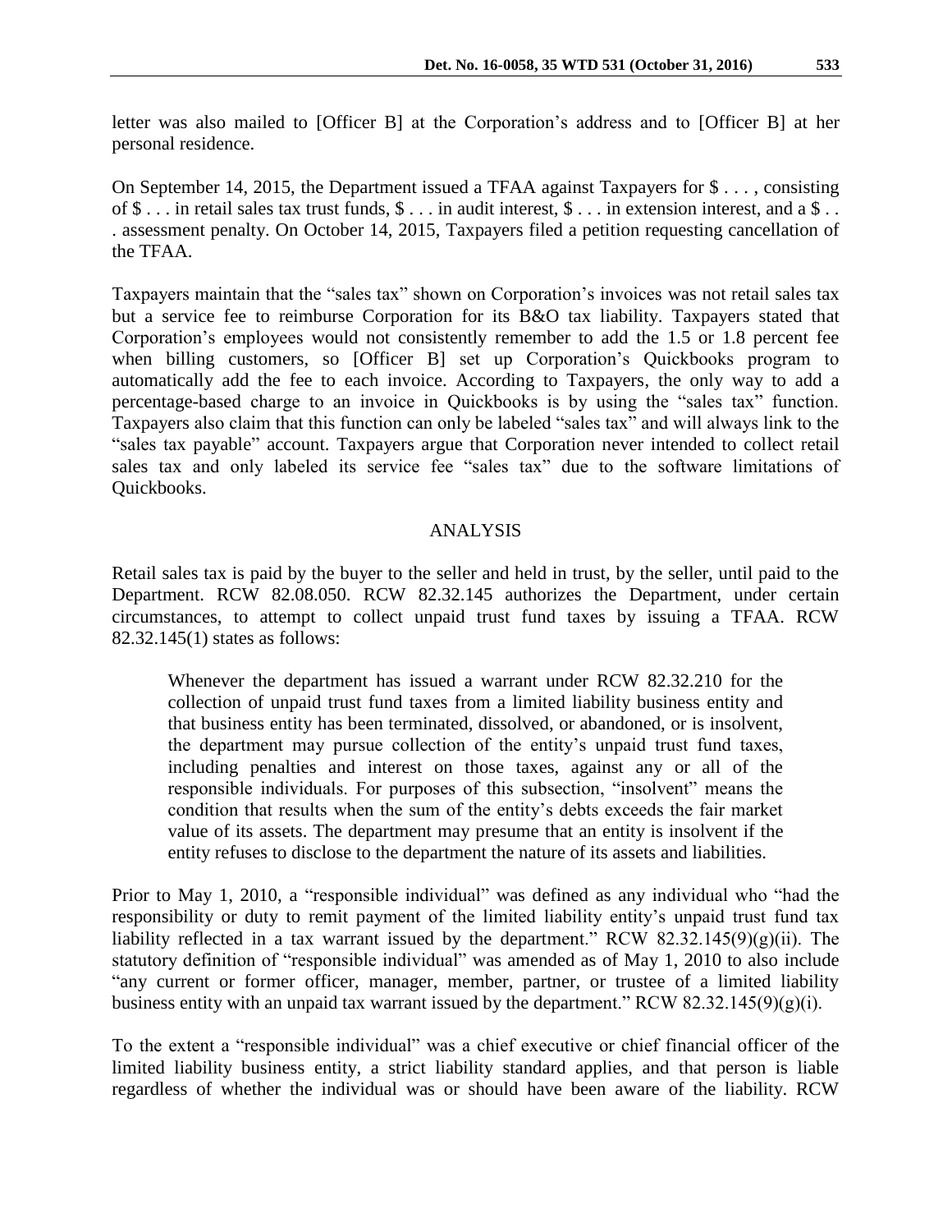letter was also mailed to [Officer B] at the Corporation's address and to [Officer B] at her personal residence.

On September 14, 2015, the Department issued a TFAA against Taxpayers for $ . . . , consisting of $ . . . in retail sales tax trust funds, $ . . . in audit interest, $ . . . in extension interest, and a $ . . . assessment penalty. On October 14, 2015, Taxpayers filed a petition requesting cancellation of the TFAA.

Taxpayers maintain that the "sales tax" shown on Corporation's invoices was not retail sales tax but a service fee to reimburse Corporation for its B&O tax liability. Taxpayers stated that Corporation's employees would not consistently remember to add the 1.5 or 1.8 percent fee when billing customers, so [Officer B] set up Corporation's Quickbooks program to automatically add the fee to each invoice. According to Taxpayers, the only way to add a percentage-based charge to an invoice in Quickbooks is by using the "sales tax" function. Taxpayers also claim that this function can only be labeled "sales tax" and will always link to the "sales tax payable" account. Taxpayers argue that Corporation never intended to collect retail sales tax and only labeled its service fee "sales tax" due to the software limitations of Quickbooks.

## ANALYSIS

Retail sales tax is paid by the buyer to the seller and held in trust, by the seller, until paid to the Department. RCW 82.08.050. RCW 82.32.145 authorizes the Department, under certain circumstances, to attempt to collect unpaid trust fund taxes by issuing a TFAA. RCW 82.32.145(1) states as follows:

> Whenever the department has issued a warrant under RCW 82.32.210 for the collection of unpaid trust fund taxes from a limited liability business entity and that business entity has been terminated, dissolved, or abandoned, or is insolvent, the department may pursue collection of the entity's unpaid trust fund taxes, including penalties and interest on those taxes, against any or all of the responsible individuals. For purposes of this subsection, "insolvent" means the condition that results when the sum of the entity's debts exceeds the fair market value of its assets. The department may presume that an entity is insolvent if the entity refuses to disclose to the department the nature of its assets and liabilities.

Prior to May 1, 2010, a "responsible individual" was defined as any individual who "had the responsibility or duty to remit payment of the limited liability entity's unpaid trust fund tax liability reflected in a tax warrant issued by the department." RCW 82.32.145(9)(g)(ii). The statutory definition of "responsible individual" was amended as of May 1, 2010 to also include "any current or former officer, manager, member, partner, or trustee of a limited liability business entity with an unpaid tax warrant issued by the department." RCW 82.32.145(9)(g)(i).

To the extent a "responsible individual" was a chief executive or chief financial officer of the limited liability business entity, a strict liability standard applies, and that person is liable regardless of whether the individual was or should have been aware of the liability. RCW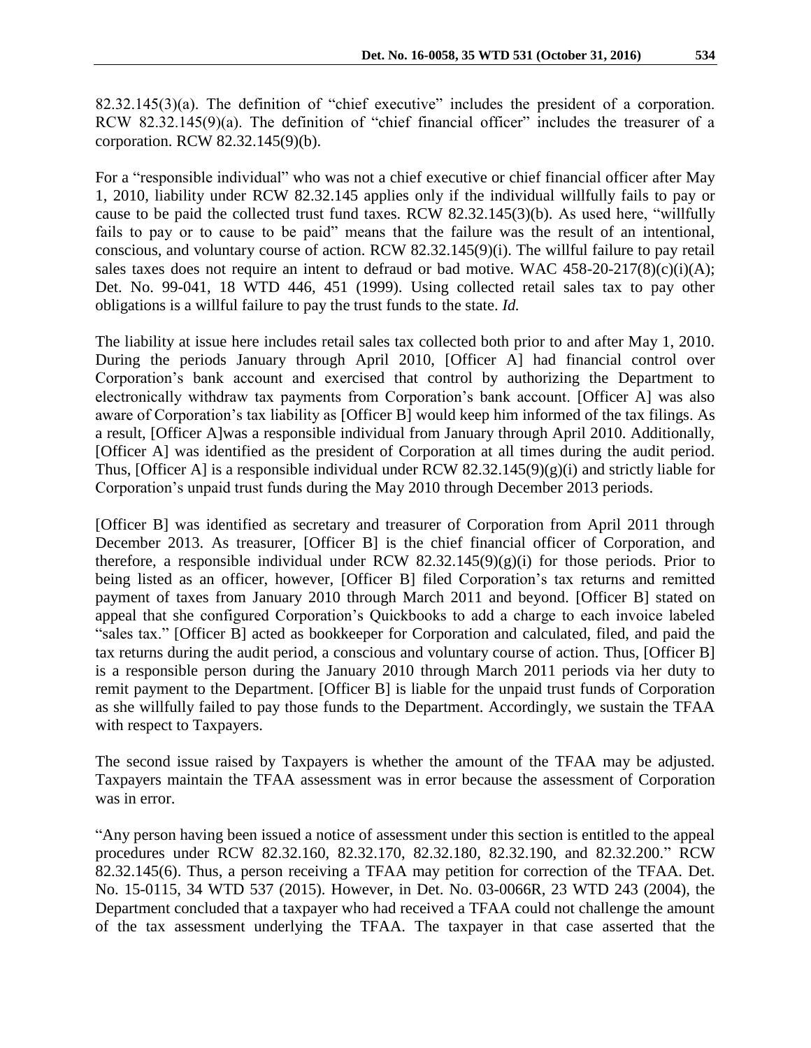82.32.145(3)(a). The definition of "chief executive" includes the president of a corporation. RCW 82.32.145(9)(a). The definition of "chief financial officer" includes the treasurer of a corporation. RCW 82.32.145(9)(b).

For a "responsible individual" who was not a chief executive or chief financial officer after May 1, 2010, liability under RCW 82.32.145 applies only if the individual willfully fails to pay or cause to be paid the collected trust fund taxes. RCW 82.32.145(3)(b). As used here, "willfully fails to pay or to cause to be paid" means that the failure was the result of an intentional, conscious, and voluntary course of action. RCW 82.32.145(9)(i). The willful failure to pay retail sales taxes does not require an intent to defraud or bad motive. WAC 458-20-217(8)(c)(i)(A); Det. No. 99-041, 18 WTD 446, 451 (1999). Using collected retail sales tax to pay other obligations is a willful failure to pay the trust funds to the state. *Id.*

The liability at issue here includes retail sales tax collected both prior to and after May 1, 2010. During the periods January through April 2010, [Officer A] had financial control over Corporation's bank account and exercised that control by authorizing the Department to electronically withdraw tax payments from Corporation's bank account. [Officer A] was also aware of Corporation's tax liability as [Officer B] would keep him informed of the tax filings. As a result, [Officer A]was a responsible individual from January through April 2010. Additionally, [Officer A] was identified as the president of Corporation at all times during the audit period. Thus, [Officer A] is a responsible individual under RCW 82.32.145(9)(g)(i) and strictly liable for Corporation's unpaid trust funds during the May 2010 through December 2013 periods.

[Officer B] was identified as secretary and treasurer of Corporation from April 2011 through December 2013. As treasurer, [Officer B] is the chief financial officer of Corporation, and therefore, a responsible individual under RCW 82.32.145(9)(g)(i) for those periods. Prior to being listed as an officer, however, [Officer B] filed Corporation's tax returns and remitted payment of taxes from January 2010 through March 2011 and beyond. [Officer B] stated on appeal that she configured Corporation's Quickbooks to add a charge to each invoice labeled "sales tax." [Officer B] acted as bookkeeper for Corporation and calculated, filed, and paid the tax returns during the audit period, a conscious and voluntary course of action. Thus, [Officer B] is a responsible person during the January 2010 through March 2011 periods via her duty to remit payment to the Department. [Officer B] is liable for the unpaid trust funds of Corporation as she willfully failed to pay those funds to the Department. Accordingly, we sustain the TFAA with respect to Taxpayers.

The second issue raised by Taxpayers is whether the amount of the TFAA may be adjusted. Taxpayers maintain the TFAA assessment was in error because the assessment of Corporation was in error.

"Any person having been issued a notice of assessment under this section is entitled to the appeal procedures under RCW 82.32.160, 82.32.170, 82.32.180, 82.32.190, and 82.32.200." RCW 82.32.145(6). Thus, a person receiving a TFAA may petition for correction of the TFAA. Det. No. 15-0115, 34 WTD 537 (2015). However, in Det. No. 03-0066R, 23 WTD 243 (2004), the Department concluded that a taxpayer who had received a TFAA could not challenge the amount of the tax assessment underlying the TFAA. The taxpayer in that case asserted that the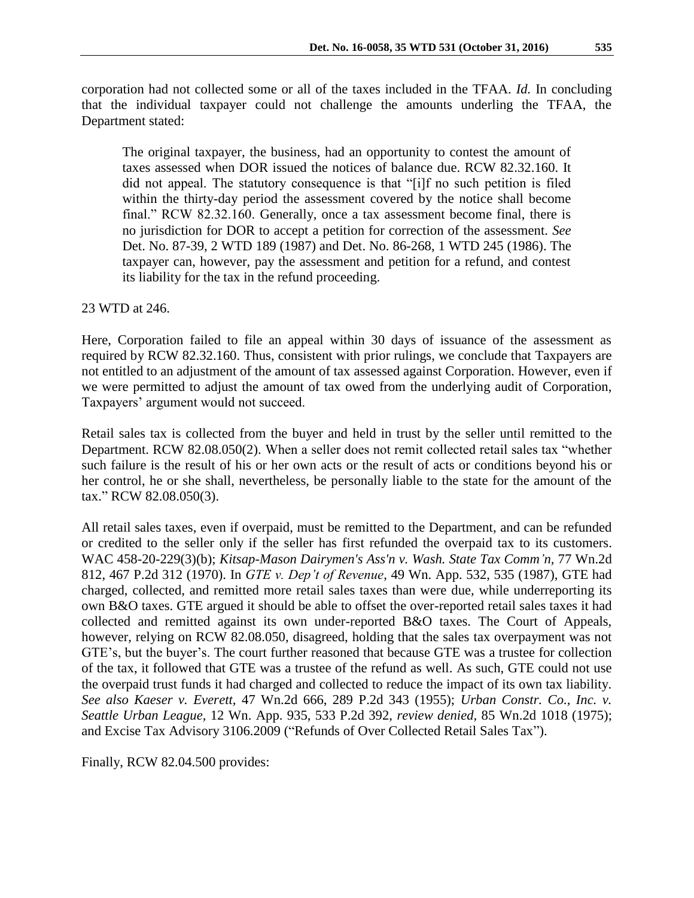corporation had not collected some or all of the taxes included in the TFAA. *Id.* In concluding that the individual taxpayer could not challenge the amounts underling the TFAA, the Department stated:

> The original taxpayer, the business, had an opportunity to contest the amount of taxes assessed when DOR issued the notices of balance due. RCW 82.32.160. It did not appeal. The statutory consequence is that "[i]f no such petition is filed within the thirty-day period the assessment covered by the notice shall become final." RCW 82.32.160. Generally, once a tax assessment become final, there is no jurisdiction for DOR to accept a petition for correction of the assessment. *See* Det. No. 87-39, 2 WTD 189 (1987) and Det. No. 86-268, 1 WTD 245 (1986). The taxpayer can, however, pay the assessment and petition for a refund, and contest its liability for the tax in the refund proceeding.

23 WTD at 246.

Here, Corporation failed to file an appeal within 30 days of issuance of the assessment as required by RCW 82.32.160. Thus, consistent with prior rulings, we conclude that Taxpayers are not entitled to an adjustment of the amount of tax assessed against Corporation. However, even if we were permitted to adjust the amount of tax owed from the underlying audit of Corporation, Taxpayers' argument would not succeed.

Retail sales tax is collected from the buyer and held in trust by the seller until remitted to the Department. RCW 82.08.050(2). When a seller does not remit collected retail sales tax "whether such failure is the result of his or her own acts or the result of acts or conditions beyond his or her control, he or she shall, nevertheless, be personally liable to the state for the amount of the tax." RCW 82.08.050(3).

All retail sales taxes, even if overpaid, must be remitted to the Department, and can be refunded or credited to the seller only if the seller has first refunded the overpaid tax to its customers. WAC 458-20-229(3)(b); *Kitsap-Mason Dairymen's Ass'n v. Wash. State Tax Comm'n*, 77 Wn.2d 812, 467 P.2d 312 (1970). In *GTE v. Dep't of Revenue*, 49 Wn. App. 532, 535 (1987), GTE had charged, collected, and remitted more retail sales taxes than were due, while underreporting its own B&O taxes. GTE argued it should be able to offset the over-reported retail sales taxes it had collected and remitted against its own under-reported B&O taxes. The Court of Appeals, however, relying on RCW 82.08.050, disagreed, holding that the sales tax overpayment was not GTE's, but the buyer's. The court further reasoned that because GTE was a trustee for collection of the tax, it followed that GTE was a trustee of the refund as well. As such, GTE could not use the overpaid trust funds it had charged and collected to reduce the impact of its own tax liability. *See also Kaeser v. Everett*, 47 Wn.2d 666, 289 P.2d 343 (1955); *Urban Constr. Co., Inc. v. Seattle Urban League*, 12 Wn. App. 935, 533 P.2d 392, *review denied*, 85 Wn.2d 1018 (1975); and Excise Tax Advisory 3106.2009 ("Refunds of Over Collected Retail Sales Tax").

Finally, RCW 82.04.500 provides: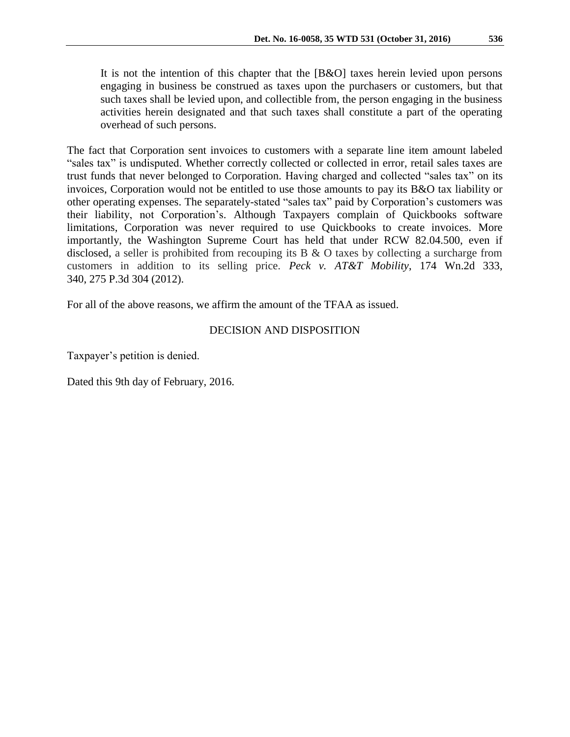> It is not the intention of this chapter that the [B&O] taxes herein levied upon persons engaging in business be construed as taxes upon the purchasers or customers, but that such taxes shall be levied upon, and collectible from, the person engaging in the business activities herein designated and that such taxes shall constitute a part of the operating overhead of such persons.

The fact that Corporation sent invoices to customers with a separate line item amount labeled "sales tax" is undisputed. Whether correctly collected or collected in error, retail sales taxes are trust funds that never belonged to Corporation. Having charged and collected "sales tax" on its invoices, Corporation would not be entitled to use those amounts to pay its B&O tax liability or other operating expenses. The separately-stated "sales tax" paid by Corporation's customers was their liability, not Corporation's. Although Taxpayers complain of Quickbooks software limitations, Corporation was never required to use Quickbooks to create invoices. More importantly, the Washington Supreme Court has held that under RCW 82.04.500, even if disclosed, a seller is prohibited from recouping its B & O taxes by collecting a surcharge from customers in addition to its selling price. *Peck v. AT&T Mobility*, 174 Wn.2d 333, 340, 275 P.3d 304 (2012).

For all of the above reasons, we affirm the amount of the TFAA as issued.

## DECISION AND DISPOSITION

Taxpayer's petition is denied.

Dated this 9th day of February, 2016.